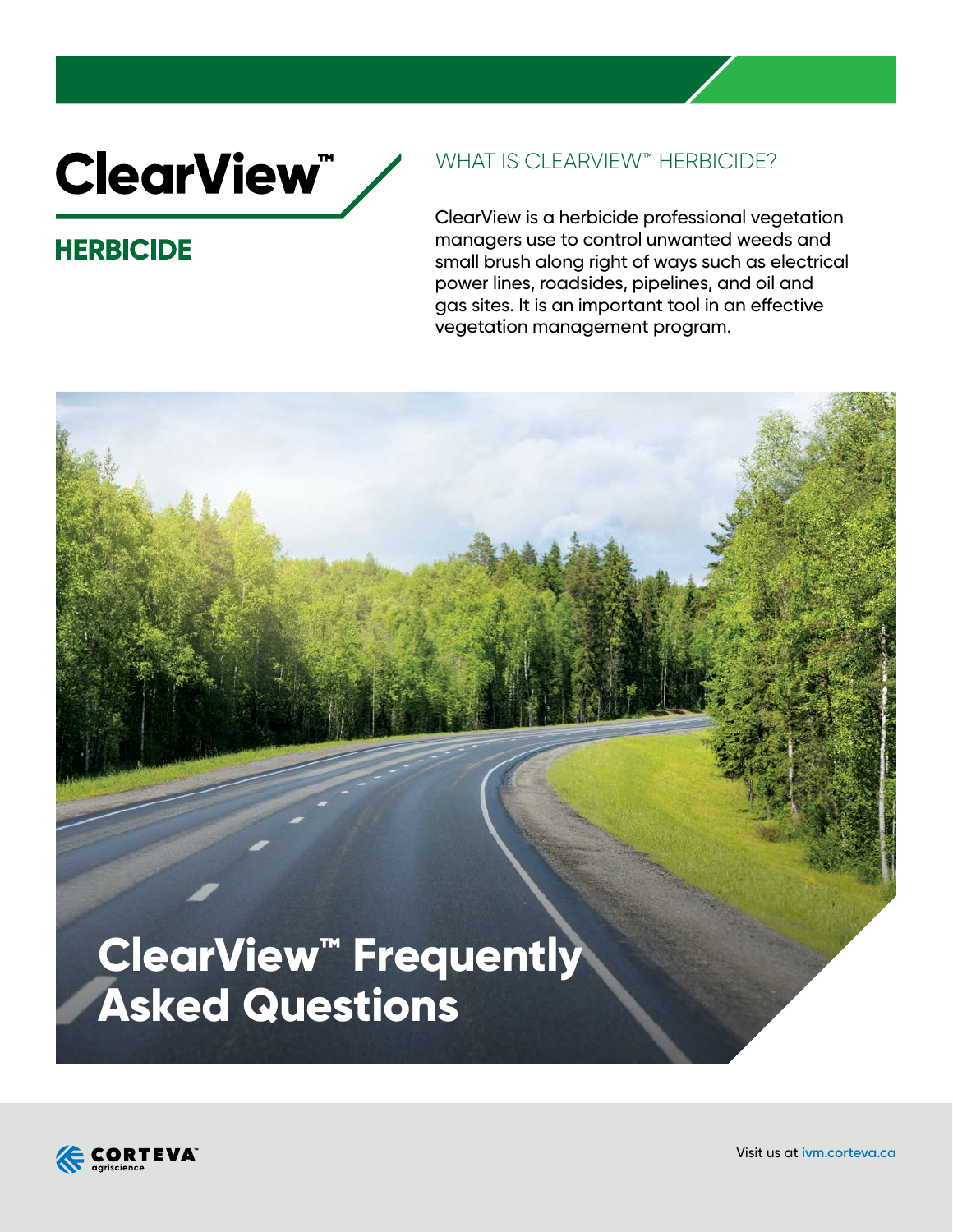# ClearView™

## HERBICIDE

## WHAT IS CLEARVIEW™ HERBICIDE?

ClearView is a herbicide professional vegetation managers use to control unwanted weeds and small brush along right of ways such as electrical power lines, roadsides, pipelines, and oil and gas sites. It is an important tool in an effective vegetation management program.

# ClearView™ Frequently Asked Questions

CORTEVA™ agriscience

Visit us at ivm.corteva.ca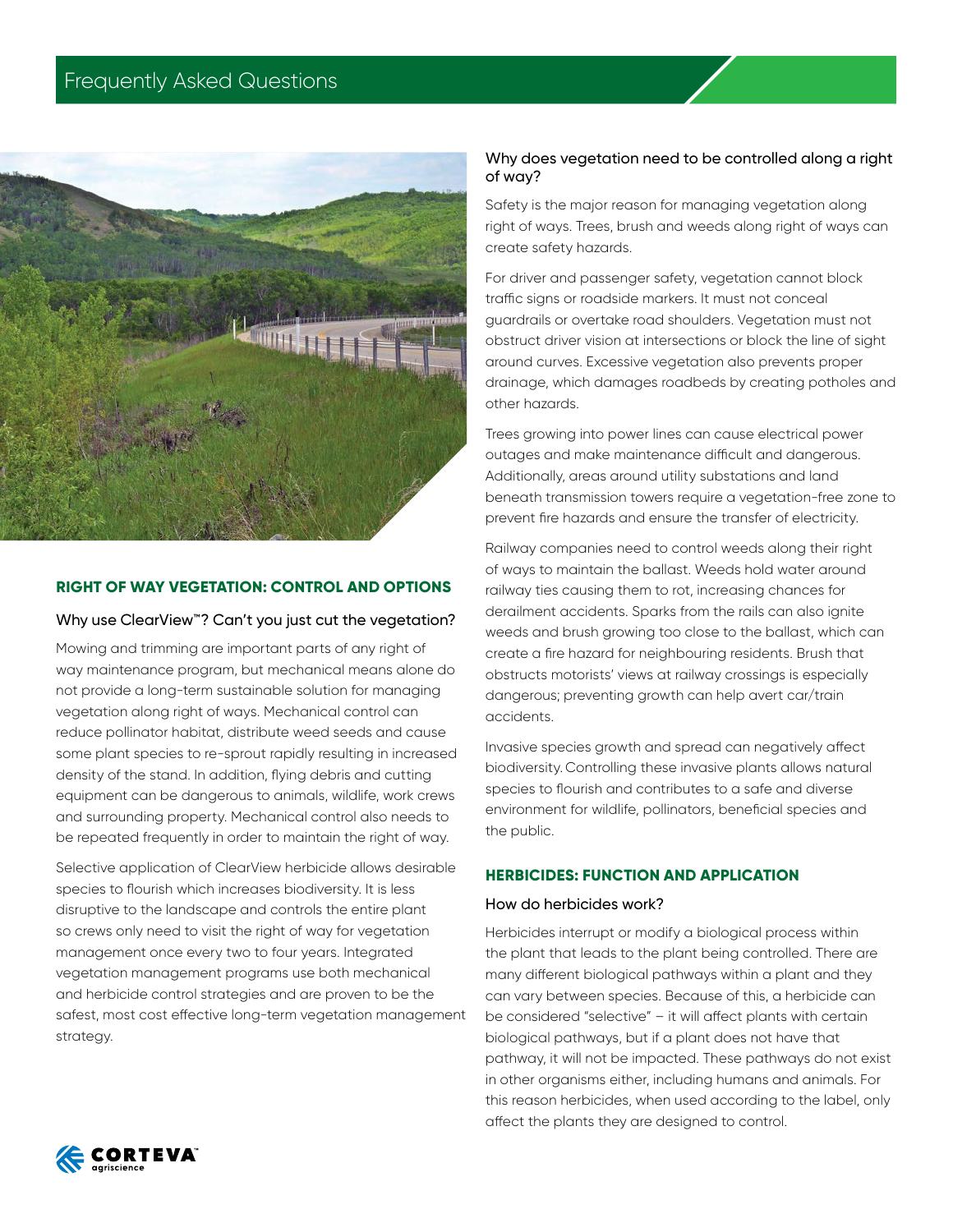## RIGHT OF WAY VEGETATION: CONTROL AND OPTIONS

### Why use ClearView™? Can't you just cut the vegetation?

Mowing and trimming are important parts of any right of way maintenance program, but mechanical means alone do not provide a long-term sustainable solution for managing vegetation along right of ways. Mechanical control can reduce pollinator habitat, distribute weed seeds and cause some plant species to re-sprout rapidly resulting in increased density of the stand. In addition, flying debris and cutting equipment can be dangerous to animals, wildlife, work crews and surrounding property. Mechanical control also needs to be repeated frequently in order to maintain the right of way.

Selective application of ClearView herbicide allows desirable species to flourish which increases biodiversity. It is less disruptive to the landscape and controls the entire plant so crews only need to visit the right of way for vegetation management once every two to four years. Integrated vegetation management programs use both mechanical and herbicide control strategies and are proven to be the safest, most cost effective long-term vegetation management strategy.

### Why does vegetation need to be controlled along a right of way?

Safety is the major reason for managing vegetation along right of ways. Trees, brush and weeds along right of ways can create safety hazards.

For driver and passenger safety, vegetation cannot block traffic signs or roadside markers. It must not conceal guardrails or overtake road shoulders. Vegetation must not obstruct driver vision at intersections or block the line of sight around curves. Excessive vegetation also prevents proper drainage, which damages roadbeds by creating potholes and other hazards.

Trees growing into power lines can cause electrical power outages and make maintenance difficult and dangerous. Additionally, areas around utility substations and land beneath transmission towers require a vegetation-free zone to prevent fire hazards and ensure the transfer of electricity.

Railway companies need to control weeds along their right of ways to maintain the ballast. Weeds hold water around railway ties causing them to rot, increasing chances for derailment accidents. Sparks from the rails can also ignite weeds and brush growing too close to the ballast, which can create a fire hazard for neighbouring residents. Brush that obstructs motorists' views at railway crossings is especially dangerous; preventing growth can help avert car/train accidents.

Invasive species growth and spread can negatively affect biodiversity. Controlling these invasive plants allows natural species to flourish and contributes to a safe and diverse environment for wildlife, pollinators, beneficial species and the public.

## HERBICIDES: FUNCTION AND APPLICATION

### How do herbicides work?

Herbicides interrupt or modify a biological process within the plant that leads to the plant being controlled. There are many different biological pathways within a plant and they can vary between species. Because of this, a herbicide can be considered "selective" – it will affect plants with certain biological pathways, but if a plant does not have that pathway, it will not be impacted. These pathways do not exist in other organisms either, including humans and animals. For this reason herbicides, when used according to the label, only affect the plants they are designed to control.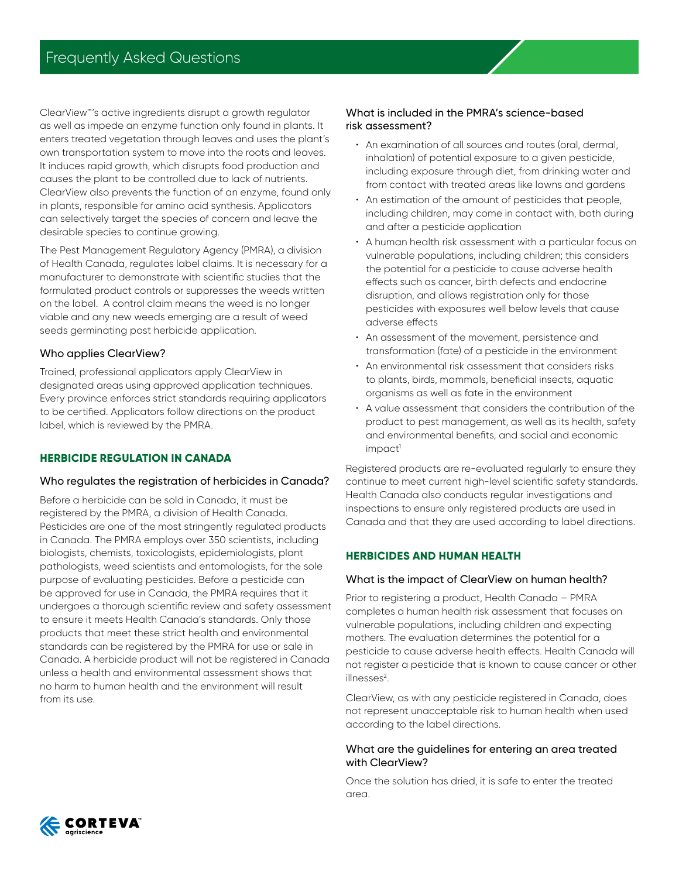# Frequently Asked Questions

ClearView™'s active ingredients disrupt a growth regulator as well as impede an enzyme function only found in plants. It enters treated vegetation through leaves and uses the plant's own transportation system to move into the roots and leaves. It induces rapid growth, which disrupts food production and causes the plant to be controlled due to lack of nutrients. ClearView also prevents the function of an enzyme, found only in plants, responsible for amino acid synthesis. Applicators can selectively target the species of concern and leave the desirable species to continue growing.

The Pest Management Regulatory Agency (PMRA), a division of Health Canada, regulates label claims. It is necessary for a manufacturer to demonstrate with scientific studies that the formulated product controls or suppresses the weeds written on the label. A control claim means the weed is no longer viable and any new weeds emerging are a result of weed seeds germinating post herbicide application.

### Who applies ClearView?

Trained, professional applicators apply ClearView in designated areas using approved application techniques. Every province enforces strict standards requiring applicators to be certified. Applicators follow directions on the product label, which is reviewed by the PMRA.

## HERBICIDE REGULATION IN CANADA

### Who regulates the registration of herbicides in Canada?

Before a herbicide can be sold in Canada, it must be registered by the PMRA, a division of Health Canada. Pesticides are one of the most stringently regulated products in Canada. The PMRA employs over 350 scientists, including biologists, chemists, toxicologists, epidemiologists, plant pathologists, weed scientists and entomologists, for the sole purpose of evaluating pesticides. Before a pesticide can be approved for use in Canada, the PMRA requires that it undergoes a thorough scientific review and safety assessment to ensure it meets Health Canada's standards. Only those products that meet these strict health and environmental standards can be registered by the PMRA for use or sale in Canada. A herbicide product will not be registered in Canada unless a health and environmental assessment shows that no harm to human health and the environment will result from its use.

### What is included in the PMRA's science-based risk assessment?

- An examination of all sources and routes (oral, dermal, inhalation) of potential exposure to a given pesticide, including exposure through diet, from drinking water and from contact with treated areas like lawns and gardens
- An estimation of the amount of pesticides that people, including children, may come in contact with, both during and after a pesticide application
- A human health risk assessment with a particular focus on vulnerable populations, including children; this considers the potential for a pesticide to cause adverse health effects such as cancer, birth defects and endocrine disruption, and allows registration only for those pesticides with exposures well below levels that cause adverse effects
- An assessment of the movement, persistence and transformation (fate) of a pesticide in the environment
- An environmental risk assessment that considers risks to plants, birds, mammals, beneficial insects, aquatic organisms as well as fate in the environment
- A value assessment that considers the contribution of the product to pest management, as well as its health, safety and environmental benefits, and social and economic impact[1]

Registered products are re-evaluated regularly to ensure they continue to meet current high-level scientific safety standards. Health Canada also conducts regular investigations and inspections to ensure only registered products are used in Canada and that they are used according to label directions.

## HERBICIDES AND HUMAN HEALTH

### What is the impact of ClearView on human health?

Prior to registering a product, Health Canada – PMRA completes a human health risk assessment that focuses on vulnerable populations, including children and expecting mothers. The evaluation determines the potential for a pesticide to cause adverse health effects. Health Canada will not register a pesticide that is known to cause cancer or other illnesses[2].

ClearView, as with any pesticide registered in Canada, does not represent unacceptable risk to human health when used according to the label directions.

### What are the guidelines for entering an area treated with ClearView?

Once the solution has dried, it is safe to enter the treated area.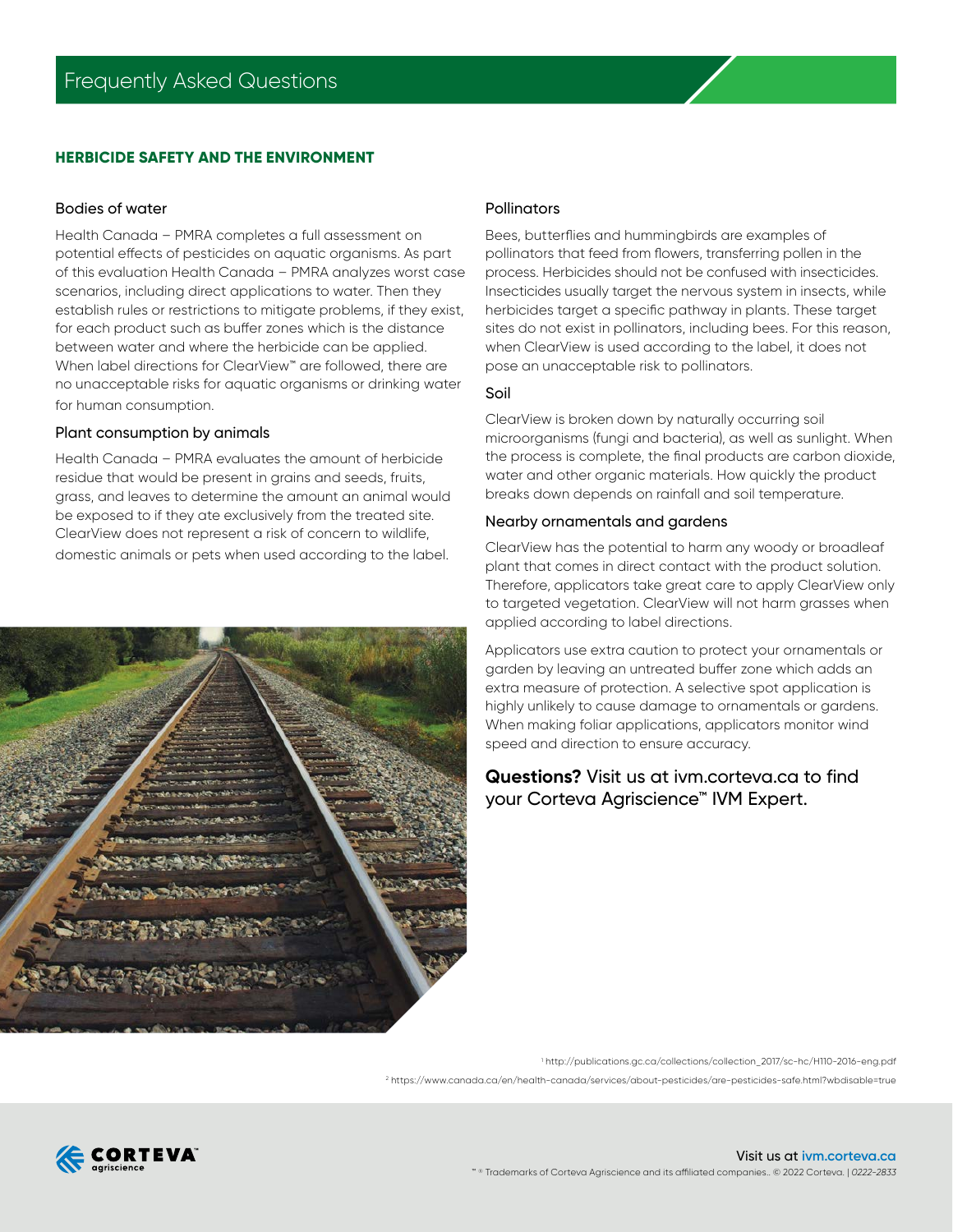# Frequently Asked Questions

## HERBICIDE SAFETY AND THE ENVIRONMENT

### Bodies of water

Health Canada – PMRA completes a full assessment on potential effects of pesticides on aquatic organisms. As part of this evaluation Health Canada – PMRA analyzes worst case scenarios, including direct applications to water. Then they establish rules or restrictions to mitigate problems, if they exist, for each product such as buffer zones which is the distance between water and where the herbicide can be applied. When label directions for ClearView™ are followed, there are no unacceptable risks for aquatic organisms or drinking water for human consumption.

### Plant consumption by animals

Health Canada – PMRA evaluates the amount of herbicide residue that would be present in grains and seeds, fruits, grass, and leaves to determine the amount an animal would be exposed to if they ate exclusively from the treated site. ClearView does not represent a risk of concern to wildlife, domestic animals or pets when used according to the label.

### Pollinators

Bees, butterflies and hummingbirds are examples of pollinators that feed from flowers, transferring pollen in the process. Herbicides should not be confused with insecticides. Insecticides usually target the nervous system in insects, while herbicides target a specific pathway in plants. These target sites do not exist in pollinators, including bees. For this reason, when ClearView is used according to the label, it does not pose an unacceptable risk to pollinators.

### Soil

ClearView is broken down by naturally occurring soil microorganisms (fungi and bacteria), as well as sunlight. When the process is complete, the final products are carbon dioxide, water and other organic materials. How quickly the product breaks down depends on rainfall and soil temperature.

### Nearby ornamentals and gardens

ClearView has the potential to harm any woody or broadleaf plant that comes in direct contact with the product solution. Therefore, applicators take great care to apply ClearView only to targeted vegetation. ClearView will not harm grasses when applied according to label directions.

Applicators use extra caution to protect your ornamentals or garden by leaving an untreated buffer zone which adds an extra measure of protection. A selective spot application is highly unlikely to cause damage to ornamentals or gardens. When making foliar applications, applicators monitor wind speed and direction to ensure accuracy.

**Questions?** Visit us at ivm.corteva.ca to find your Corteva Agriscience™ IVM Expert.

[1] http://publications.gc.ca/collections/collection_2017/sc-hc/H110-2016-eng.pdf

[2] https://www.canada.ca/en/health-canada/services/about-pesticides/are-pesticides-safe.html?wbdisable=true

Visit us at **ivm.corteva.ca**

™ ® Trademarks of Corteva Agriscience and its affiliated companies.. © 2022 Corteva. | *0222-2833*